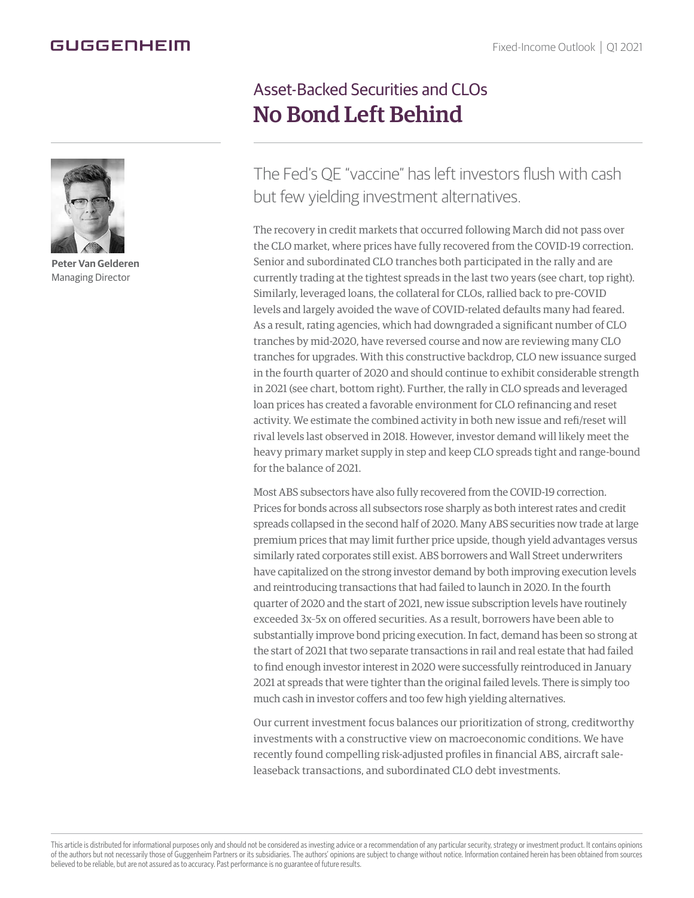Asset-Backed Securities and CLOs

# No Bond Left Behind

Peter Van Gelderen
Managing Director

## The Fed's QE "vaccine" has left investors flush with cash but few yielding investment alternatives.

The recovery in credit markets that occurred following March did not pass over the CLO market, where prices have fully recovered from the COVID-19 correction. Senior and subordinated CLO tranches both participated in the rally and are currently trading at the tightest spreads in the last two years (see chart, top right). Similarly, leveraged loans, the collateral for CLOs, rallied back to pre-COVID levels and largely avoided the wave of COVID-related defaults many had feared. As a result, rating agencies, which had downgraded a significant number of CLO tranches by mid-2020, have reversed course and now are reviewing many CLO tranches for upgrades. With this constructive backdrop, CLO new issuance surged in the fourth quarter of 2020 and should continue to exhibit considerable strength in 2021 (see chart, bottom right). Further, the rally in CLO spreads and leveraged loan prices has created a favorable environment for CLO refinancing and reset activity. We estimate the combined activity in both new issue and refi/reset will rival levels last observed in 2018. However, investor demand will likely meet the heavy primary market supply in step and keep CLO spreads tight and range-bound for the balance of 2021.

Most ABS subsectors have also fully recovered from the COVID-19 correction. Prices for bonds across all subsectors rose sharply as both interest rates and credit spreads collapsed in the second half of 2020. Many ABS securities now trade at large premium prices that may limit further price upside, though yield advantages versus similarly rated corporates still exist. ABS borrowers and Wall Street underwriters have capitalized on the strong investor demand by both improving execution levels and reintroducing transactions that had failed to launch in 2020. In the fourth quarter of 2020 and the start of 2021, new issue subscription levels have routinely exceeded 3x–5x on offered securities. As a result, borrowers have been able to substantially improve bond pricing execution. In fact, demand has been so strong at the start of 2021 that two separate transactions in rail and real estate that had failed to find enough investor interest in 2020 were successfully reintroduced in January 2021 at spreads that were tighter than the original failed levels. There is simply too much cash in investor coffers and too few high yielding alternatives.

Our current investment focus balances our prioritization of strong, creditworthy investments with a constructive view on macroeconomic conditions. We have recently found compelling risk-adjusted profiles in financial ABS, aircraft sale-leaseback transactions, and subordinated CLO debt investments.

This article is distributed for informational purposes only and should not be considered as investing advice or a recommendation of any particular security, strategy or investment product. It contains opinions of the authors but not necessarily those of Guggenheim Partners or its subsidiaries. The authors' opinions are subject to change without notice. Information contained herein has been obtained from sources believed to be reliable, but are not assured as to accuracy. Past performance is no guarantee of future results.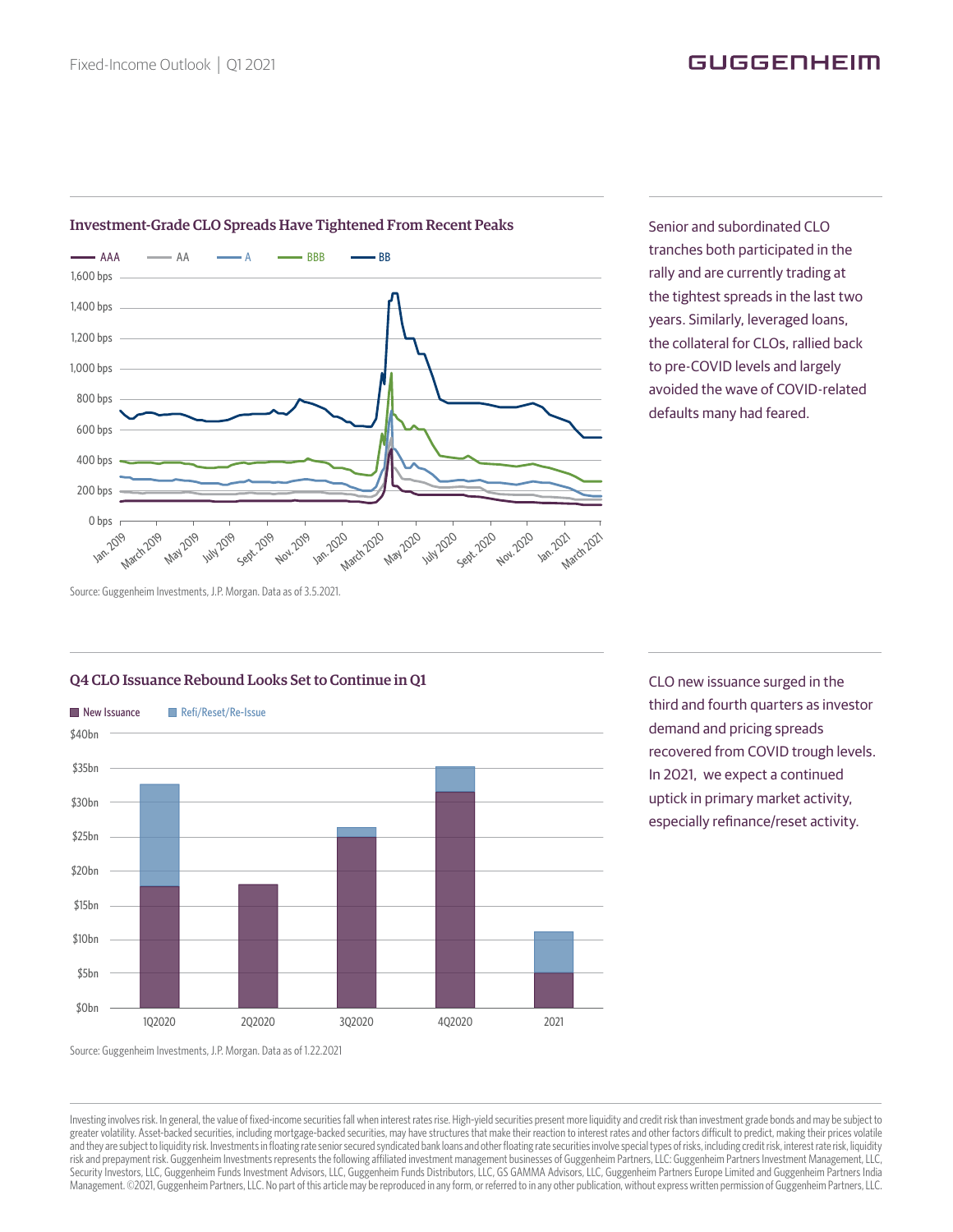### Investment-Grade CLO Spreads Have Tightened From Recent Peaks

AAA AA A BBB BB

1,600 bps
1,400 bps
1,200 bps
1,000 bps
800 bps
600 bps
400 bps
200 bps
0 bps

Jan. 2019 March 2019 May 2019 July 2019 Sept. 2019 Nov. 2019 Jan. 2020 March 2020 May 2020 July 2020 Sept. 2020 Nov. 2020 Jan. 2021 March 2021

Source: Guggenheim Investments, J.P. Morgan. Data as of 3.5.2021.

Senior and subordinated CLO tranches both participated in the rally and are currently trading at the tightest spreads in the last two years. Similarly, leveraged loans, the collateral for CLOs, rallied back to pre-COVID levels and largely avoided the wave of COVID-related defaults many had feared.

### Q4 CLO Issuance Rebound Looks Set to Continue in Q1

New Issuance Refi/Reset/Re-Issue

$40bn
$35bn
$30bn
$25bn
$20bn
$15bn
$10bn
$5bn
$0bn

1Q2020 2Q2020 3Q2020 4Q2020 2021

Source: Guggenheim Investments, J.P. Morgan. Data as of 1.22.2021

CLO new issuance surged in the third and fourth quarters as investor demand and pricing spreads recovered from COVID trough levels. In 2021, we expect a continued uptick in primary market activity, especially refinance/reset activity.

Investing involves risk. In general, the value of fixed-income securities fall when interest rates rise. High-yield securities present more liquidity and credit risk than investment grade bonds and may be subject to greater volatility. Asset-backed securities, including mortgage-backed securities, may have structures that make their reaction to interest rates and other factors difficult to predict, making their prices volatile and they are subject to liquidity risk. Investments in floating rate senior secured syndicated bank loans and other floating rate securities involve special types of risks, including credit risk, interest rate risk, liquidity risk and prepayment risk. Guggenheim Investments represents the following affiliated investment management businesses of Guggenheim Partners, LLC: Guggenheim Partners Investment Management, LLC, Security Investors, LLC, Guggenheim Funds Investment Advisors, LLC, Guggenheim Funds Distributors, LLC, GS GAMMA Advisors, LLC, Guggenheim Partners Europe Limited and Guggenheim Partners India Management. ©2021, Guggenheim Partners, LLC. No part of this article may be reproduced in any form, or referred to in any other publication, without express written permission of Guggenheim Partners, LLC.